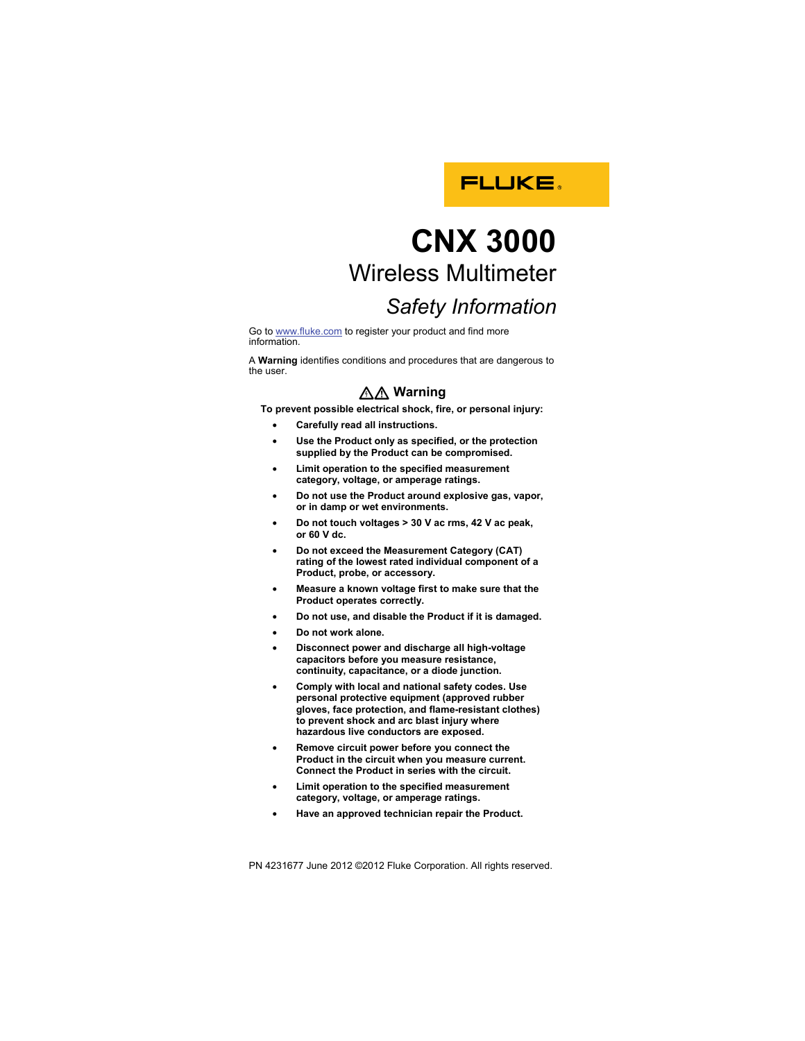FLUKE

# CNX 3000

## Wireless Multimeter

### *Safety Information*

Go to www.fluke.com to register your product and find more information.

A **Warning** identifies conditions and procedures that are dangerous to the user.

#### ⚠⚠ Warning

**To prevent possible electrical shock, fire, or personal injury:**

- **Carefully read all instructions.**
- **Use the Product only as specified, or the protection supplied by the Product can be compromised.**
- **Limit operation to the specified measurement category, voltage, or amperage ratings.**
- **Do not use the Product around explosive gas, vapor, or in damp or wet environments.**
- **Do not touch voltages > 30 V ac rms, 42 V ac peak, or 60 V dc.**
- **Do not exceed the Measurement Category (CAT) rating of the lowest rated individual component of a Product, probe, or accessory.**
- **Measure a known voltage first to make sure that the Product operates correctly.**
- **Do not use, and disable the Product if it is damaged.**
- **Do not work alone.**
- **Disconnect power and discharge all high-voltage capacitors before you measure resistance, continuity, capacitance, or a diode junction.**
- **Comply with local and national safety codes. Use personal protective equipment (approved rubber gloves, face protection, and flame-resistant clothes) to prevent shock and arc blast injury where hazardous live conductors are exposed.**
- **Remove circuit power before you connect the Product in the circuit when you measure current. Connect the Product in series with the circuit.**
- **Limit operation to the specified measurement category, voltage, or amperage ratings.**
- **Have an approved technician repair the Product.**

PN 4231677 June 2012 ©2012 Fluke Corporation. All rights reserved.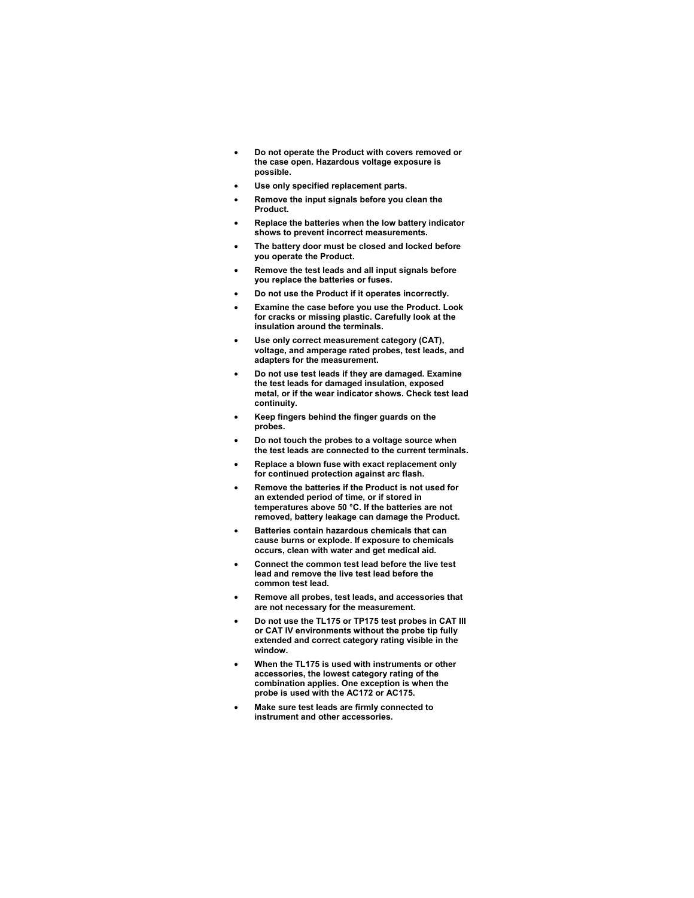- **Do not operate the Product with covers removed or the case open. Hazardous voltage exposure is possible.**
- **Use only specified replacement parts.**
- **Remove the input signals before you clean the Product.**
- **Replace the batteries when the low battery indicator shows to prevent incorrect measurements.**
- **The battery door must be closed and locked before you operate the Product.**
- **Remove the test leads and all input signals before you replace the batteries or fuses.**
- **Do not use the Product if it operates incorrectly.**
- **Examine the case before you use the Product. Look for cracks or missing plastic. Carefully look at the insulation around the terminals.**
- **Use only correct measurement category (CAT), voltage, and amperage rated probes, test leads, and adapters for the measurement.**
- **Do not use test leads if they are damaged. Examine the test leads for damaged insulation, exposed metal, or if the wear indicator shows. Check test lead continuity.**
- **Keep fingers behind the finger guards on the probes.**
- **Do not touch the probes to a voltage source when the test leads are connected to the current terminals.**
- **Replace a blown fuse with exact replacement only for continued protection against arc flash.**
- **Remove the batteries if the Product is not used for an extended period of time, or if stored in temperatures above 50 °C. If the batteries are not removed, battery leakage can damage the Product.**
- **Batteries contain hazardous chemicals that can cause burns or explode. If exposure to chemicals occurs, clean with water and get medical aid.**
- **Connect the common test lead before the live test lead and remove the live test lead before the common test lead.**
- **Remove all probes, test leads, and accessories that are not necessary for the measurement.**
- **Do not use the TL175 or TP175 test probes in CAT III or CAT IV environments without the probe tip fully extended and correct category rating visible in the window.**
- **When the TL175 is used with instruments or other accessories, the lowest category rating of the combination applies. One exception is when the probe is used with the AC172 or AC175.**
- **Make sure test leads are firmly connected to instrument and other accessories.**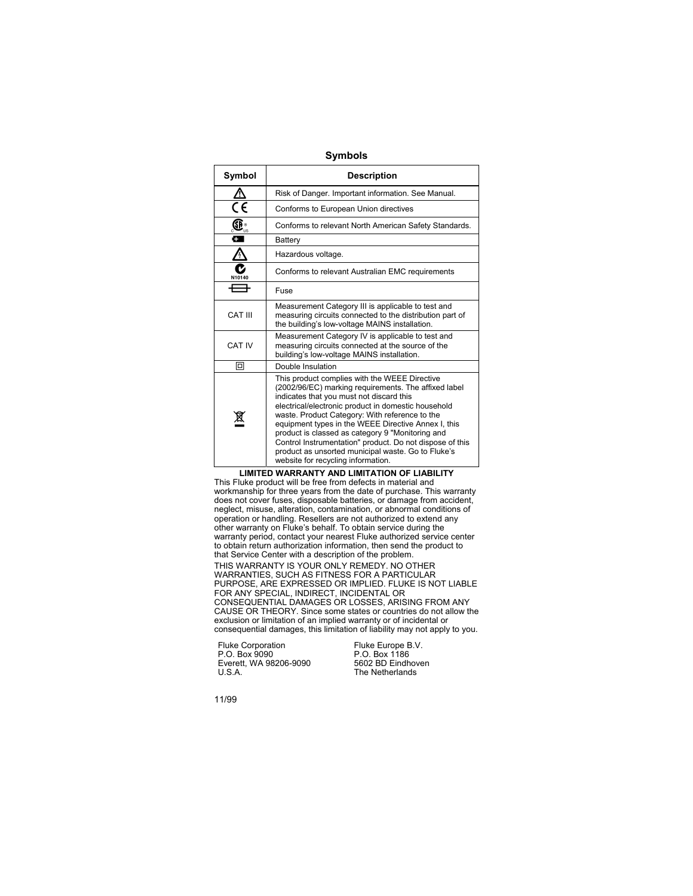## Symbols

| Symbol | Description |
| --- | --- |
| ⚠ | Risk of Danger. Important information. See Manual. |
| CE | Conforms to European Union directives |
| CSA C US | Conforms to relevant North American Safety Standards. |
| (battery) | Battery |
| (hazardous voltage) | Hazardous voltage. |
| C N10140 | Conforms to relevant Australian EMC requirements |
| (fuse) | Fuse |
| CAT III | Measurement Category III is applicable to test and measuring circuits connected to the distribution part of the building's low-voltage MAINS installation. |
| CAT IV | Measurement Category IV is applicable to test and measuring circuits connected at the source of the building's low-voltage MAINS installation. |
| ▣ | Double Insulation |
| (WEEE) | This product complies with the WEEE Directive (2002/96/EC) marking requirements. The affixed label indicates that you must not discard this electrical/electronic product in domestic household waste. Product Category: With reference to the equipment types in the WEEE Directive Annex I, this product is classed as category 9 "Monitoring and Control Instrumentation" product. Do not dispose of this product as unsorted municipal waste. Go to Fluke's website for recycling information. |

**LIMITED WARRANTY AND LIMITATION OF LIABILITY**

This Fluke product will be free from defects in material and workmanship for three years from the date of purchase. This warranty does not cover fuses, disposable batteries, or damage from accident, neglect, misuse, alteration, contamination, or abnormal conditions of operation or handling. Resellers are not authorized to extend any other warranty on Fluke's behalf. To obtain service during the warranty period, contact your nearest Fluke authorized service center to obtain return authorization information, then send the product to that Service Center with a description of the problem.

THIS WARRANTY IS YOUR ONLY REMEDY. NO OTHER WARRANTIES, SUCH AS FITNESS FOR A PARTICULAR PURPOSE, ARE EXPRESSED OR IMPLIED. FLUKE IS NOT LIABLE FOR ANY SPECIAL, INDIRECT, INCIDENTAL OR CONSEQUENTIAL DAMAGES OR LOSSES, ARISING FROM ANY CAUSE OR THEORY. Since some states or countries do not allow the exclusion or limitation of an implied warranty or of incidental or consequential damages, this limitation of liability may not apply to you.

Fluke Corporation
P.O. Box 9090
Everett, WA 98206-9090
U.S.A.

Fluke Europe B.V.
P.O. Box 1186
5602 BD Eindhoven
The Netherlands

11/99